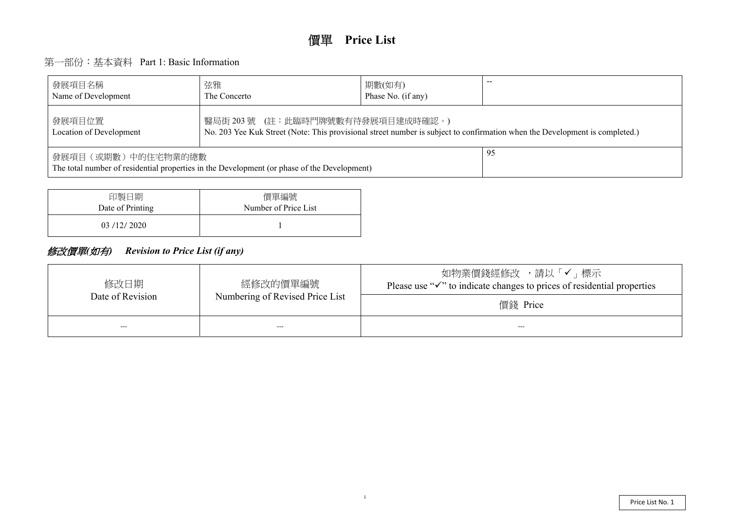# 價單 Price List

## 第一部份：基本資料 Part 1: Basic Information

| 發展項目名稱<br>Name of Development | 弦雅<br>The Concerto | 期數(如有)<br>Phase No. (if any) | -- |
|---|---|---|---|
| 發展項目位置<br>Location of Development | 醫局街 203 號 (註：此臨時門牌號數有待發展項目建成時確認。)<br>No. 203 Yee Kuk Street (Note: This provisional street number is subject to confirmation when the Development is completed.) | | |
| 發展項目（或期數）中的住宅物業的總數<br>The total number of residential properties in the Development (or phase of the Development) | | | 95 |

| 印製日期<br>Date of Printing | 價單編號<br>Number of Price List |
|---|---|
| 03 /12/ 2020 | 1 |

## *修改價單(如有) Revision to Price List (if any)*

| 修改日期<br>Date of Revision | 經修改的價單編號<br>Numbering of Revised Price List | 如物業價錢經修改，請以「✓」標示<br>Please use "✓" to indicate changes to prices of residential properties |
|---|---|---|
| | | 價錢 Price |
| --- | --- | --- |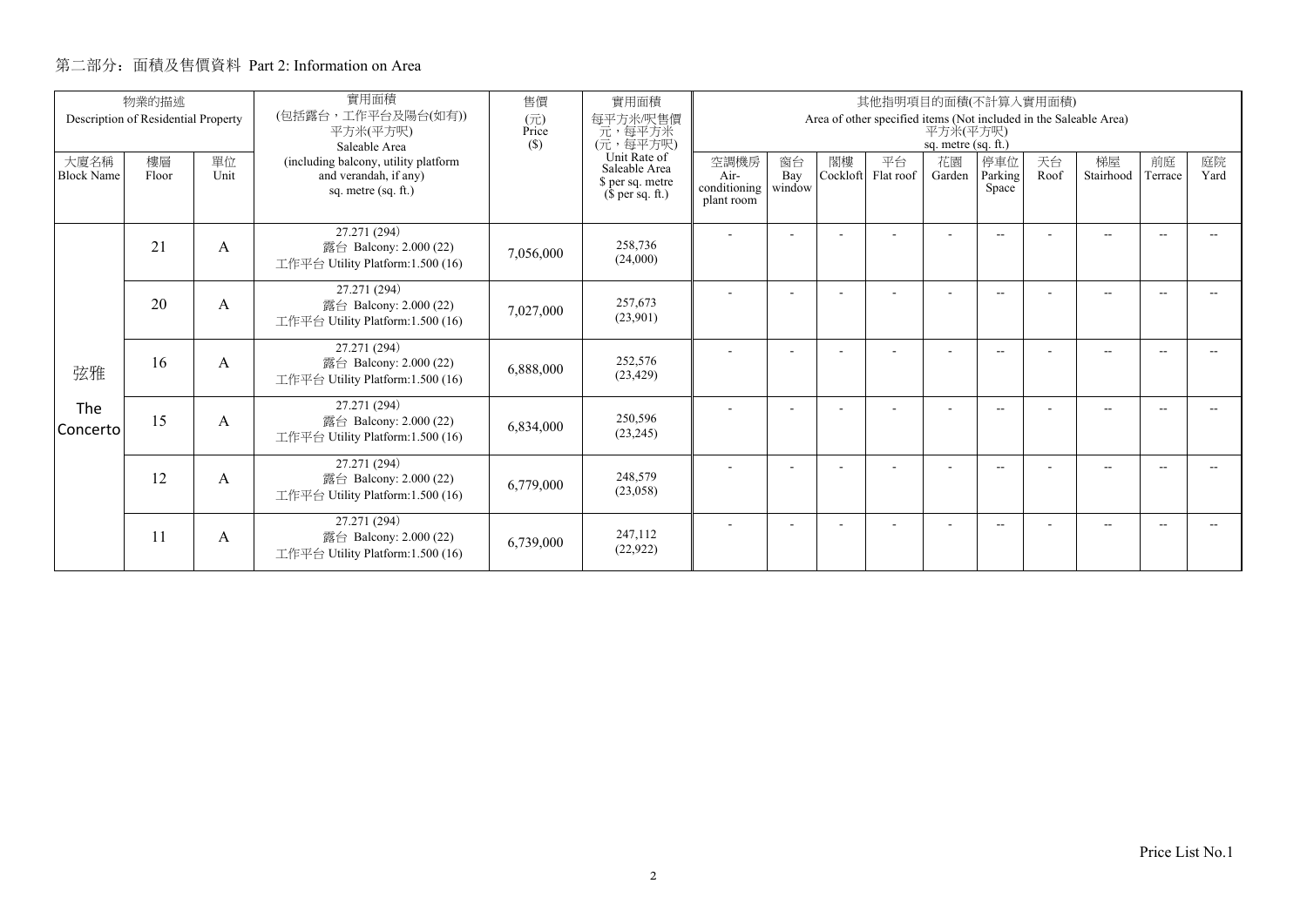## 第二部分：面積及售價資料 Part 2: Information on Area

| 物業的描述 Description of Residential Property | | | 實用面積 (包括露台，工作平台及陽台(如有)) 平方米(平方呎) Saleable Area | 售價 (元) Price ($) | 實用面積 每平方米/呎售價 元，每平方米 (元，每平方呎) | 其他指明項目的面積(不計算入實用面積) Area of other specified items (Not included in the Saleable Area) 平方米(平方呎) sq. metre (sq. ft.) | | | | | | | | | |
|---|---|---|---|---|---|---|---|---|---|---|---|---|---|---|---|
| 大廈名稱 Block Name | 樓層 Floor | 單位 Unit | (including balcony, utility platform and verandah, if any) sq. metre (sq. ft.) | | Unit Rate of Saleable Area $ per sq. metre ($ per sq. ft.) | 空調機房 Air-conditioning plant room | 窗台 Bay window | 閣樓 Cockloft | 平台 Flat roof | 花園 Garden | 停車位 Parking Space | 天台 Roof | 梯屋 Stairhood | 前庭 Terrace | 庭院 Yard |
| 弦雅 The Concerto | 21 | A | 27.271 (294) 露台 Balcony: 2.000 (22) 工作平台 Utility Platform:1.500 (16) | 7,056,000 | 258,736 (24,000) | - | - | - | - | - | -- | - | -- | -- | -- |
| | 20 | A | 27.271 (294) 露台 Balcony: 2.000 (22) 工作平台 Utility Platform:1.500 (16) | 7,027,000 | 257,673 (23,901) | - | - | - | - | - | -- | - | -- | -- | -- |
| | 16 | A | 27.271 (294) 露台 Balcony: 2.000 (22) 工作平台 Utility Platform:1.500 (16) | 6,888,000 | 252,576 (23,429) | - | - | - | - | - | -- | - | -- | -- | -- |
| | 15 | A | 27.271 (294) 露台 Balcony: 2.000 (22) 工作平台 Utility Platform:1.500 (16) | 6,834,000 | 250,596 (23,245) | - | - | - | - | - | -- | - | -- | -- | -- |
| | 12 | A | 27.271 (294) 露台 Balcony: 2.000 (22) 工作平台 Utility Platform:1.500 (16) | 6,779,000 | 248,579 (23,058) | - | - | - | - | - | -- | - | -- | -- | -- |
| | 11 | A | 27.271 (294) 露台 Balcony: 2.000 (22) 工作平台 Utility Platform:1.500 (16) | 6,739,000 | 247,112 (22,922) | - | - | - | - | - | -- | - | -- | -- | -- |

Price List No.1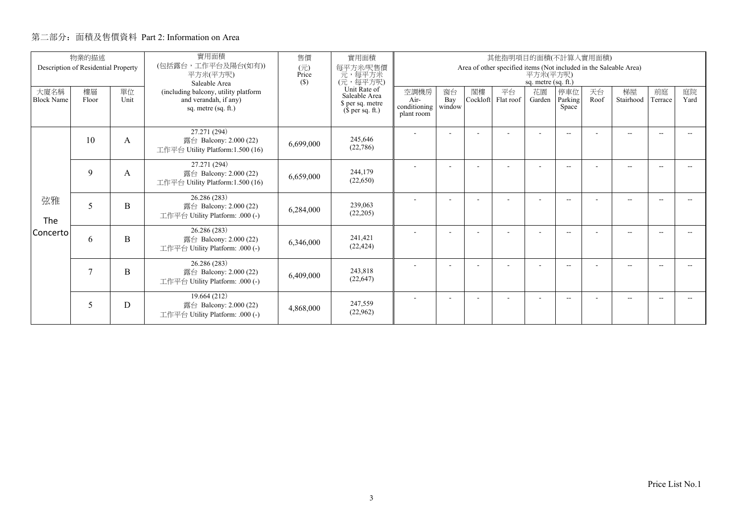## 第二部分：面積及售價資料 Part 2: Information on Area

| 物業的描述 Description of Residential Property | | | 實用面積 (包括露台，工作平台及陽台(如有)) 平方米(平方呎) Saleable Area | 售價 (元) Price ($) | 實用面積 每平方米/呎售價 元，每平方米 (元，每平方呎) Unit Rate of Saleable Area $ per sq. metre ($ per sq. ft.) | 其他指明項目的面積(不計算入實用面積) Area of other specified items (Not included in the Saleable Area) 平方米(平方呎) sq. metre (sq. ft.) | | | | | | | | | |
|---|---|---|---|---|---|---|---|---|---|---|---|---|---|---|---|
| 大廈名稱 Block Name | 樓層 Floor | 單位 Unit | (including balcony, utility platform and verandah, if any) sq. metre (sq. ft.) | | | 空調機房 Air-conditioning plant room | 窗台 Bay window | 閣樓 Cockloft | 平台 Flat roof | 花園 Garden | 停車位 Parking Space | 天台 Roof | 梯屋 Stairhood | 前庭 Terrace | 庭院 Yard |
| 弦雅 The Concerto | 10 | A | 27.271 (294) 露台 Balcony: 2.000 (22) 工作平台 Utility Platform:1.500 (16) | 6,699,000 | 245,646 (22,786) | - | - | - | - | - | -- | - | -- | -- | -- |
| | 9 | A | 27.271 (294) 露台 Balcony: 2.000 (22) 工作平台 Utility Platform:1.500 (16) | 6,659,000 | 244,179 (22,650) | - | - | - | - | - | -- | - | -- | -- | -- |
| | 5 | B | 26.286 (283) 露台 Balcony: 2.000 (22) 工作平台 Utility Platform: .000 (-) | 6,284,000 | 239,063 (22,205) | - | - | - | - | - | -- | - | -- | -- | -- |
| | 6 | B | 26.286 (283) 露台 Balcony: 2.000 (22) 工作平台 Utility Platform: .000 (-) | 6,346,000 | 241,421 (22,424) | - | - | - | - | - | -- | - | -- | -- | -- |
| | 7 | B | 26.286 (283) 露台 Balcony: 2.000 (22) 工作平台 Utility Platform: .000 (-) | 6,409,000 | 243,818 (22,647) | - | - | - | - | - | -- | - | -- | -- | -- |
| | 5 | D | 19.664 (212) 露台 Balcony: 2.000 (22) 工作平台 Utility Platform: .000 (-) | 4,868,000 | 247,559 (22,962) | - | - | - | - | - | -- | - | -- | -- | -- |

Price List No.1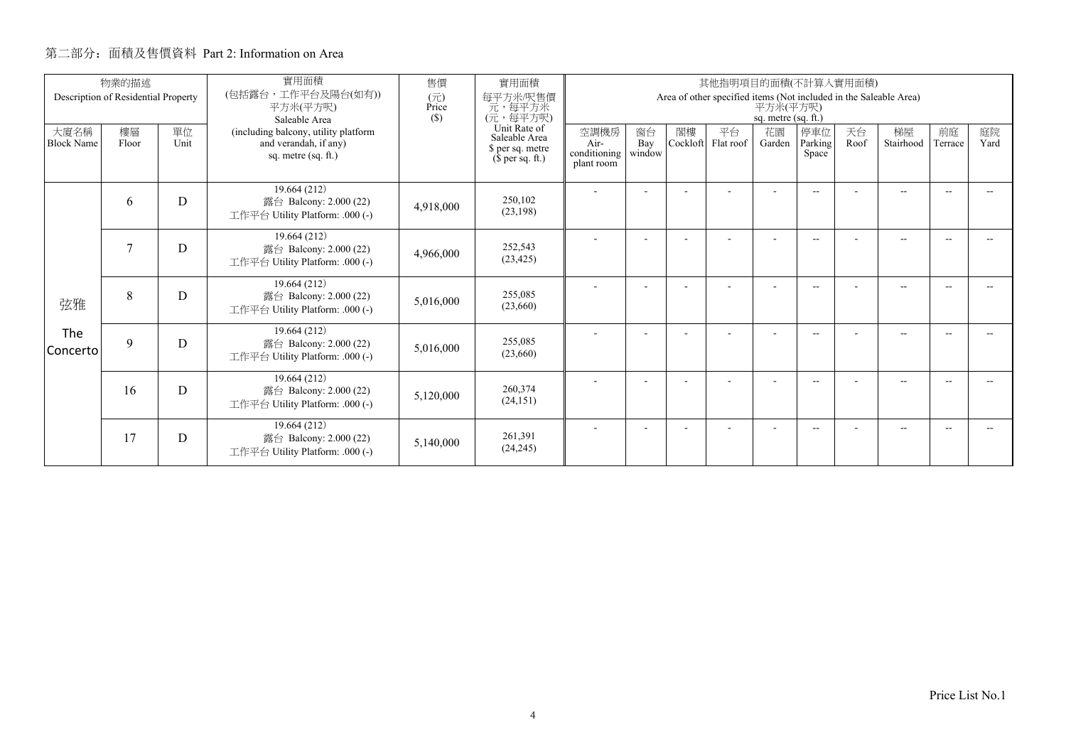## 第二部分：面積及售價資料 Part 2: Information on Area

| 物業的描述 Description of Residential Property | | | 實用面積 (包括露台，工作平台及陽台(如有)) 平方米(平方呎) Saleable Area | 售價 (元) Price ($) | 實用面積 每平方米/呎售價 元，每平方米 (元，每平方呎) | 其他指明項目的面積(不計算入實用面積) Area of other specified items (Not included in the Saleable Area) 平方米(平方呎) sq. metre (sq. ft.) | | | | | | | | | |
|---|---|---|---|---|---|---|---|---|---|---|---|---|---|---|---|
| 大廈名稱 Block Name | 樓層 Floor | 單位 Unit | (including balcony, utility platform and verandah, if any) sq. metre (sq. ft.) | | Unit Rate of Saleable Area $ per sq. metre ($ per sq. ft.) | 空調機房 Air-conditioning plant room | 窗台 Bay window | 閣樓 Cockloft | 平台 Flat roof | 花園 Garden | 停車位 Parking Space | 天台 Roof | 梯屋 Stairhood | 前庭 Terrace | 庭院 Yard |
| 弦雅 The Concerto | 6 | D | 19.664 (212) 露台 Balcony: 2.000 (22) 工作平台 Utility Platform: .000 (-) | 4,918,000 | 250,102 (23,198) | - | - | - | - | - | -- | - | -- | -- | -- |
| | 7 | D | 19.664 (212) 露台 Balcony: 2.000 (22) 工作平台 Utility Platform: .000 (-) | 4,966,000 | 252,543 (23,425) | - | - | - | - | - | -- | - | -- | -- | -- |
| | 8 | D | 19.664 (212) 露台 Balcony: 2.000 (22) 工作平台 Utility Platform: .000 (-) | 5,016,000 | 255,085 (23,660) | - | - | - | - | - | -- | - | -- | -- | -- |
| | 9 | D | 19.664 (212) 露台 Balcony: 2.000 (22) 工作平台 Utility Platform: .000 (-) | 5,016,000 | 255,085 (23,660) | - | - | - | - | - | -- | - | -- | -- | -- |
| | 16 | D | 19.664 (212) 露台 Balcony: 2.000 (22) 工作平台 Utility Platform: .000 (-) | 5,120,000 | 260,374 (24,151) | - | - | - | - | - | -- | - | -- | -- | -- |
| | 17 | D | 19.664 (212) 露台 Balcony: 2.000 (22) 工作平台 Utility Platform: .000 (-) | 5,140,000 | 261,391 (24,245) | - | - | - | - | - | -- | - | -- | -- | -- |

Price List No.1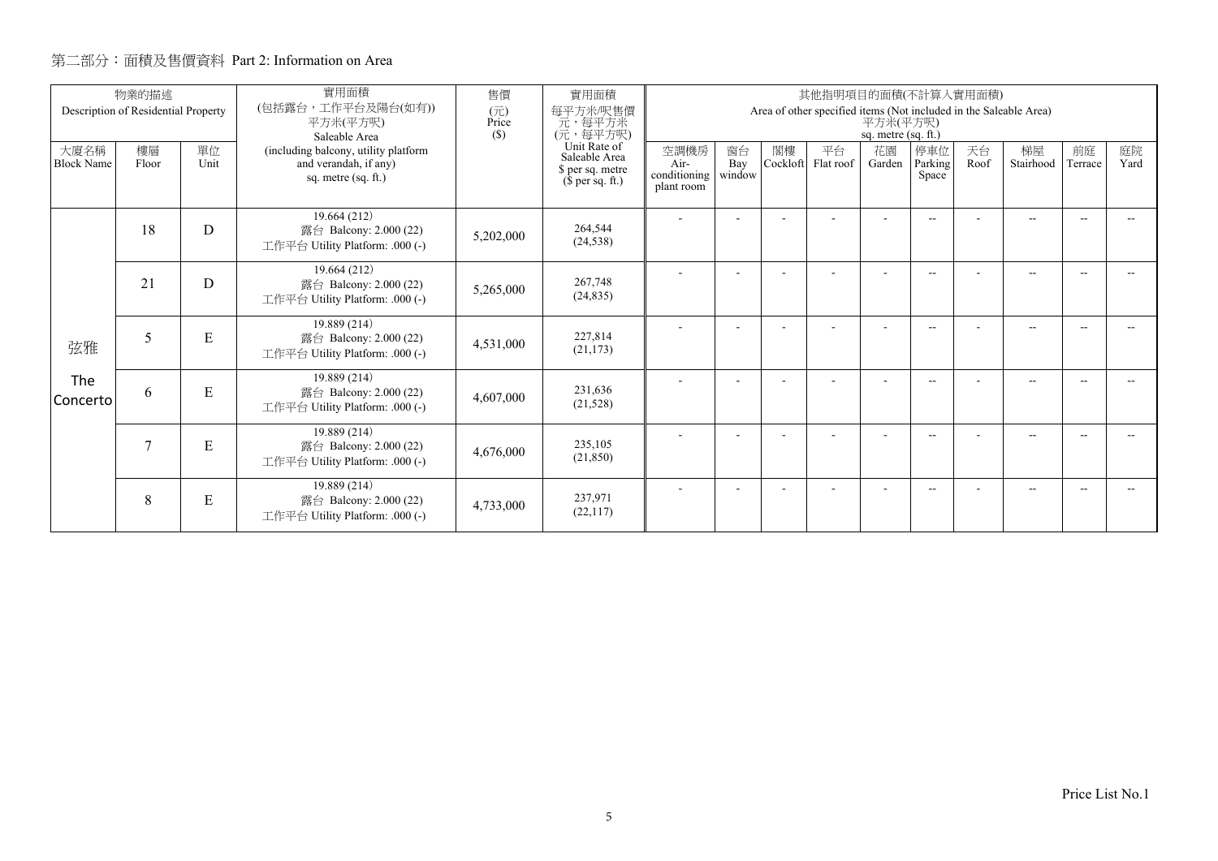## 第二部分：面積及售價資料 Part 2: Information on Area

| 物業的描述 Description of Residential Property | | | 實用面積 (包括露台，工作平台及陽台(如有)) 平方米(平方呎) Saleable Area | 售價 (元) Price ($) | 實用面積 每平方米/呎售價 元，每平方米 (元，每平方呎) | 其他指明項目的面積(不計算入實用面積) Area of other specified items (Not included in the Saleable Area) 平方米(平方呎) sq. metre (sq. ft.) | | | | | | | | | |
|---|---|---|---|---|---|---|---|---|---|---|---|---|---|---|---|
| 大廈名稱 Block Name | 樓層 Floor | 單位 Unit | (including balcony, utility platform and verandah, if any) sq. metre (sq. ft.) | | Unit Rate of Saleable Area $ per sq. metre ($ per sq. ft.) | 空調機房 Air-conditioning plant room | 窗台 Bay window | 閣樓 Cockloft | 平台 Flat roof | 花園 Garden | 停車位 Parking Space | 天台 Roof | 梯屋 Stairhood | 前庭 Terrace | 庭院 Yard |
| 弦雅 The Concerto | 18 | D | 19.664 (212) 露台 Balcony: 2.000 (22) 工作平台 Utility Platform: .000 (-) | 5,202,000 | 264,544 (24,538) | - | - | - | - | - | -- | - | -- | -- | -- |
| | 21 | D | 19.664 (212) 露台 Balcony: 2.000 (22) 工作平台 Utility Platform: .000 (-) | 5,265,000 | 267,748 (24,835) | - | - | - | - | - | -- | - | -- | -- | -- |
| | 5 | E | 19.889 (214) 露台 Balcony: 2.000 (22) 工作平台 Utility Platform: .000 (-) | 4,531,000 | 227,814 (21,173) | - | - | - | - | - | -- | - | -- | -- | -- |
| | 6 | E | 19.889 (214) 露台 Balcony: 2.000 (22) 工作平台 Utility Platform: .000 (-) | 4,607,000 | 231,636 (21,528) | - | - | - | - | - | -- | - | -- | -- | -- |
| | 7 | E | 19.889 (214) 露台 Balcony: 2.000 (22) 工作平台 Utility Platform: .000 (-) | 4,676,000 | 235,105 (21,850) | - | - | - | - | - | -- | - | -- | -- | -- |
| | 8 | E | 19.889 (214) 露台 Balcony: 2.000 (22) 工作平台 Utility Platform: .000 (-) | 4,733,000 | 237,971 (22,117) | - | - | - | - | - | -- | - | -- | -- | -- |

Price List No.1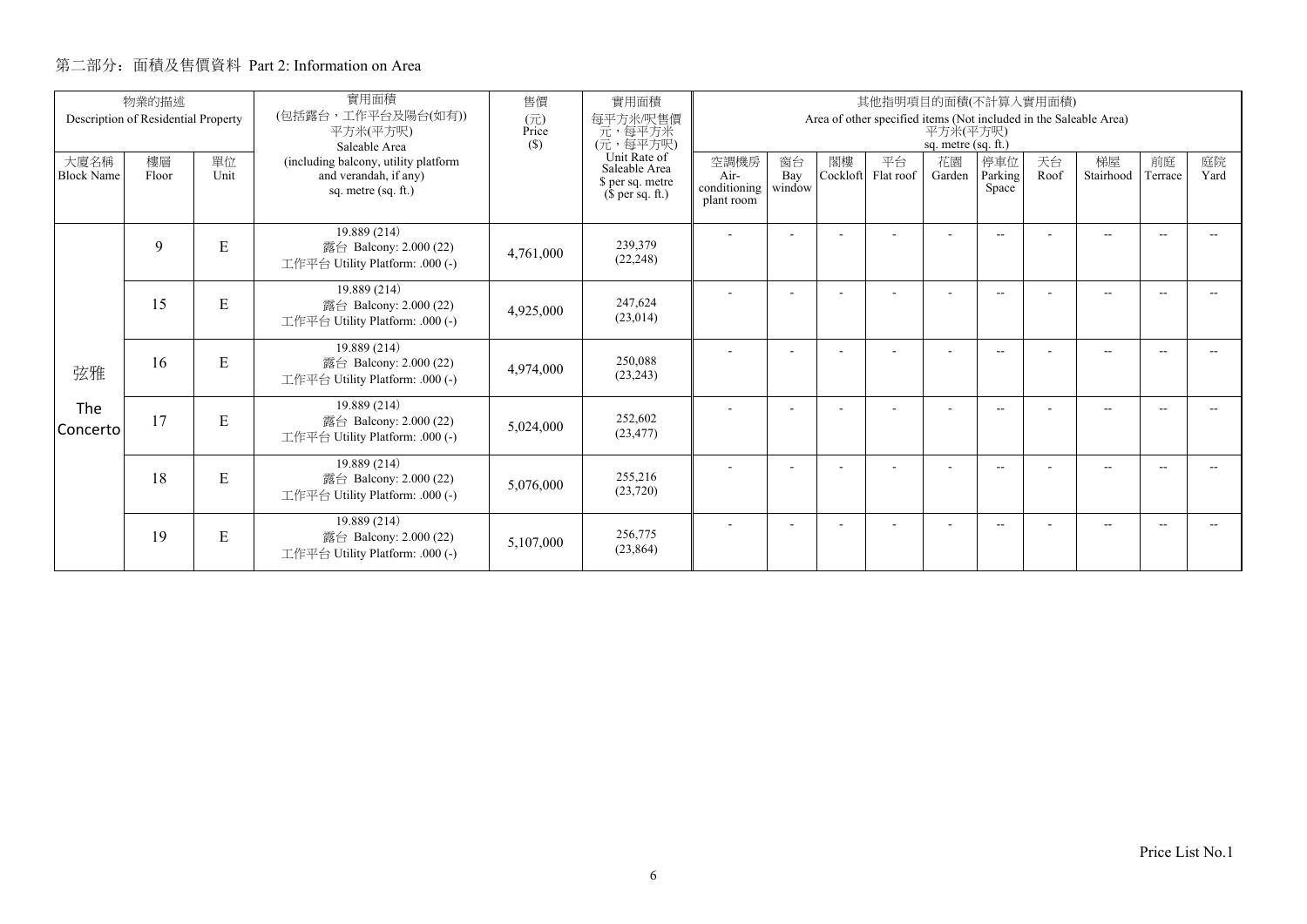## 第二部分：面積及售價資料 Part 2: Information on Area

| 物業的描述 Description of Residential Property | | | 實用面積 (包括露台，工作平台及陽台(如有)) 平方米(平方呎) Saleable Area | 售價 (元) Price ($) | 實用面積 每平方米/呎售價 元，每平方米 (元，每平方呎) | 其他指明項目的面積(不計算入實用面積) Area of other specified items (Not included in the Saleable Area) 平方米(平方呎) sq. metre (sq. ft.) | | | | | | | | | |
|---|---|---|---|---|---|---|---|---|---|---|---|---|---|---|---|
| 大廈名稱 Block Name | 樓層 Floor | 單位 Unit | (including balcony, utility platform and verandah, if any) sq. metre (sq. ft.) | | Unit Rate of Saleable Area $ per sq. metre ($ per sq. ft.) | 空調機房 Air-conditioning plant room | 窗台 Bay window | 閣樓 Cockloft | 平台 Flat roof | 花園 Garden | 停車位 Parking Space | 天台 Roof | 梯屋 Stairhood | 前庭 Terrace | 庭院 Yard |
| 弦雅 The Concerto | 9 | E | 19.889 (214) 露台 Balcony: 2.000 (22) 工作平台 Utility Platform: .000 (-) | 4,761,000 | 239,379 (22,248) | - | - | - | - | - | -- | - | -- | -- | -- |
| | 15 | E | 19.889 (214) 露台 Balcony: 2.000 (22) 工作平台 Utility Platform: .000 (-) | 4,925,000 | 247,624 (23,014) | - | - | - | - | - | -- | - | -- | -- | -- |
| | 16 | E | 19.889 (214) 露台 Balcony: 2.000 (22) 工作平台 Utility Platform: .000 (-) | 4,974,000 | 250,088 (23,243) | - | - | - | - | - | -- | - | -- | -- | -- |
| | 17 | E | 19.889 (214) 露台 Balcony: 2.000 (22) 工作平台 Utility Platform: .000 (-) | 5,024,000 | 252,602 (23,477) | - | - | - | - | - | -- | - | -- | -- | -- |
| | 18 | E | 19.889 (214) 露台 Balcony: 2.000 (22) 工作平台 Utility Platform: .000 (-) | 5,076,000 | 255,216 (23,720) | - | - | - | - | - | -- | - | -- | -- | -- |
| | 19 | E | 19.889 (214) 露台 Balcony: 2.000 (22) 工作平台 Utility Platform: .000 (-) | 5,107,000 | 256,775 (23,864) | - | - | - | - | - | -- | - | -- | -- | -- |

Price List No.1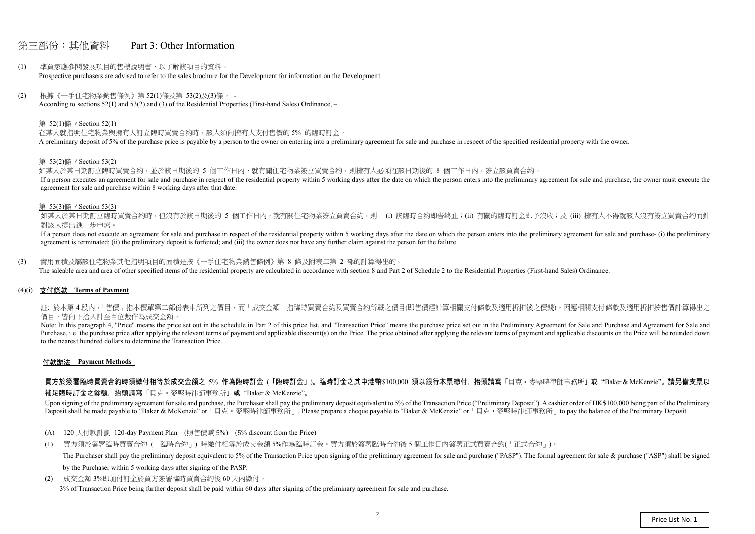# 第三部份：其他資料 Part 3: Other Information

(1) 準買家應參閱發展項目的售樓說明書，以了解該項目的資料。
Prospective purchasers are advised to refer to the sales brochure for the Development for information on the Development.

(2) 根據《一手住宅物業銷售條例》第 52(1)條及第 53(2)及(3)條， -
According to sections 52(1) and 53(2) and (3) of the Residential Properties (First-hand Sales) Ordinance, –

第 52(1)條 / Section 52(1)

在某人就指明住宅物業與擁有人訂立臨時買賣合約時，該人須向擁有人支付售價的 5% 的臨時訂金。
A preliminary deposit of 5% of the purchase price is payable by a person to the owner on entering into a preliminary agreement for sale and purchase in respect of the specified residential property with the owner.

第 53(2)條 / Section 53(2)

如某人於某日期訂立臨時買賣合約，並於該日期後的 5 個工作日內，就有關住宅物業簽立買賣合約，則擁有人必須在該日期後的 8 個工作日內，簽立該買賣合約。
If a person executes an agreement for sale and purchase in respect of the residential property within 5 working days after the date on which the person enters into the preliminary agreement for sale and purchase, the owner must execute the agreement for sale and purchase within 8 working days after that date.

第 53(3)條 / Section 53(3)

如某人於某日期訂立臨時買賣合約時，但沒有於該日期後的 5 個工作日內，就有關住宅物業簽立買賣合約，則 –(i) 該臨時合約即告終止；(ii) 有關的臨時訂金即予沒收；及 (iii) 擁有人不得就該人沒有簽立買賣合約而針對該人提出進一步申索。
If a person does not execute an agreement for sale and purchase in respect of the residential property within 5 working days after the date on which the person enters into the preliminary agreement for sale and purchase- (i) the preliminary agreement is terminated; (ii) the preliminary deposit is forfeited; and (iii) the owner does not have any further claim against the person for the failure.

(3) 實用面積及屬該住宅物業其他指明項目的面積是按《一手住宅物業銷售條例》第 8 條及附表二第 2 部的計算得出的。
The saleable area and area of other specified items of the residential property are calculated in accordance with section 8 and Part 2 of Schedule 2 to the Residential Properties (First-hand Sales) Ordinance.

(4)(i) **支付條款 Terms of Payment**

註: 於本第 4 段內，「售價」指本價單第二部份表中所列之價目，而「成交金額」指臨時買賣合約及買賣合約所載之價目(即售價經計算相關支付條款及適用折扣後之價錢)。因應相關支付條款及適用折扣按售價計算得出之價目，皆向下捨入計至百位數作為成交金額。
Note: In this paragraph 4, "Price" means the price set out in the schedule in Part 2 of this price list, and "Transaction Price" means the purchase price set out in the Preliminary Agreement for Sale and Purchase and Agreement for Sale and Purchase, i.e. the purchase price after applying the relevant terms of payment and applicable discount(s) on the Price. The price obtained after applying the relevant terms of payment and applicable discounts on the Price will be rounded down to the nearest hundred dollars to determine the Transaction Price.

**付款辦法 Payment Methods**

**買方於簽署臨時買賣合約時須繳付相等於成交金額之 5% 作為臨時訂金（「臨時訂金」）。臨時訂金之其中港幣$100,000 須以銀行本票繳付，抬頭請寫「貝克・麥堅時律師事務所」或 "Baker & McKenzie"。請另備支票以補足臨時訂金之餘額，抬頭請寫「貝克・麥堅時律師事務所」或 "Baker & McKenzie"。**

Upon signing of the preliminary agreement for sale and purchase, the Purchaser shall pay the preliminary deposit equivalent to 5% of the Transaction Price ("Preliminary Deposit"). A cashier order of HK$100,000 being part of the Preliminary Deposit shall be made payable to "Baker & McKenzie" or「貝克・麥堅時律師事務所」. Please prepare a cheque payable to "Baker & McKenzie" or「貝克・麥堅時律師事務所」to pay the balance of the Preliminary Deposit.

(A) 120 天付款計劃 120-day Payment Plan (照售價減 5%) (5% discount from the Price)

(1) 買方須於簽署臨時買賣合約（「臨時合約」）時繳付相等於成交金額 5%作為臨時訂金。買方須於簽署臨時合約後 5 個工作日內簽署正式買賣合約(「正式合約」)。
The Purchaser shall pay the preliminary deposit equivalent to 5% of the Transaction Price upon signing of the preliminary agreement for sale and purchase ("PASP"). The formal agreement for sale & purchase ("ASP") shall be signed by the Purchaser within 5 working days after signing of the PASP.

(2) 成交金額 3%即加付訂金於買方簽署臨時買賣合約後 60 天內繳付。
3% of Transaction Price being further deposit shall be paid within 60 days after signing of the preliminary agreement for sale and purchase.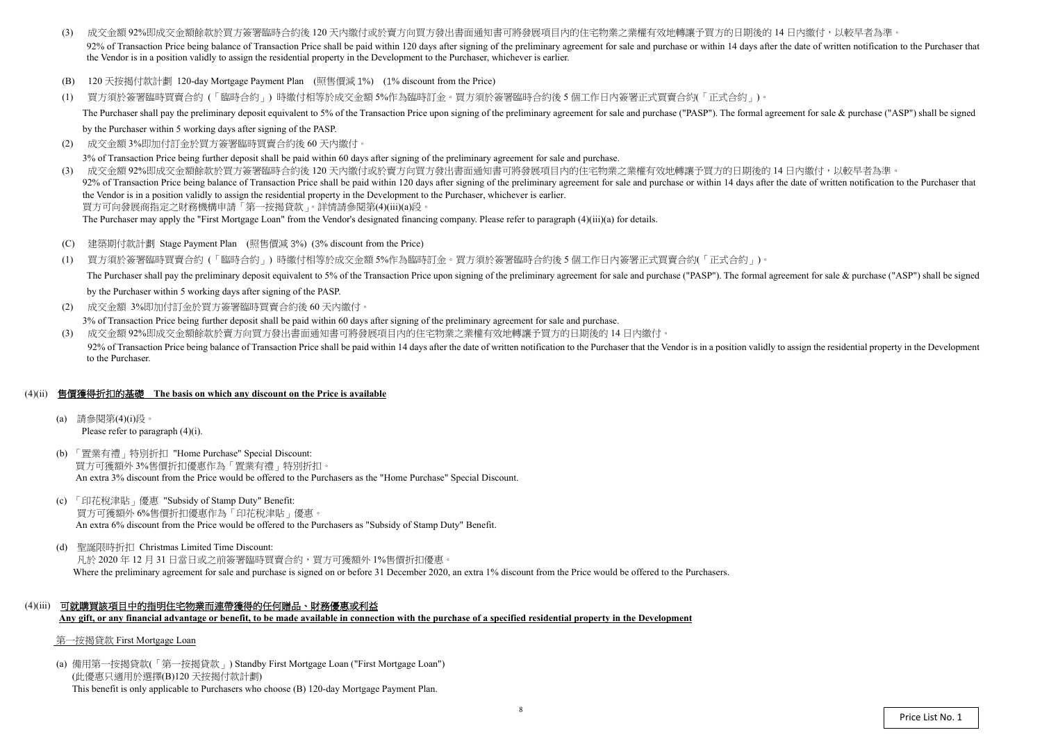(3) 成交金額 92%即成交金額餘款於買方簽署臨時合約後 120 天內繳付或於賣方向買方發出書面通知書可將發展項目內的住宅物業之業權有效地轉讓予買方的日期後的 14 日內繳付，以較早者為準。
92% of Transaction Price being balance of Transaction Price shall be paid within 120 days after signing of the preliminary agreement for sale and purchase or within 14 days after the date of written notification to the Purchaser that the Vendor is in a position validly to assign the residential property in the Development to the Purchaser, whichever is earlier.

(B) 120 天按揭付款計劃 120-day Mortgage Payment Plan (照售價減 1%) (1% discount from the Price)

(1) 買方須於簽署臨時買賣合約（「臨時合約」）時繳付相等於成交金額 5%作為臨時訂金。買方須於簽署臨時合約後 5 個工作日內簽署正式買賣合約(「正式合約」)。
The Purchaser shall pay the preliminary deposit equivalent to 5% of the Transaction Price upon signing of the preliminary agreement for sale and purchase ("PASP"). The formal agreement for sale & purchase ("ASP") shall be signed by the Purchaser within 5 working days after signing of the PASP.

(2) 成交金額 3%即加付訂金於買方簽署臨時買賣合約後 60 天內繳付。
3% of Transaction Price being further deposit shall be paid within 60 days after signing of the preliminary agreement for sale and purchase.

(3) 成交金額 92%即成交金額餘款於買方簽署臨時合約後 120 天內繳付或於賣方向買方發出書面通知書可將發展項目內的住宅物業之業權有效地轉讓予買方的日期後的 14 日內繳付，以較早者為準。
92% of Transaction Price being balance of Transaction Price shall be paid within 120 days after signing of the preliminary agreement for sale and purchase or within 14 days after the date of written notification to the Purchaser that the Vendor is in a position validly to assign the residential property in the Development to the Purchaser, whichever is earlier.
買方可向發展商指定之財務機構申請「第一按揭貸款」。詳情請參閱第(4)(iii)(a)段。
The Purchaser may apply the "First Mortgage Loan" from the Vendor's designated financing company. Please refer to paragraph (4)(iii)(a) for details.

(C) 建築期付款計劃 Stage Payment Plan (照售價減 3%) (3% discount from the Price)

(1) 買方須於簽署臨時買賣合約（「臨時合約」）時繳付相等於成交金額 5%作為臨時訂金。買方須於簽署臨時合約後 5 個工作日內簽署正式買賣合約(「正式合約」)。
The Purchaser shall pay the preliminary deposit equivalent to 5% of the Transaction Price upon signing of the preliminary agreement for sale and purchase ("PASP"). The formal agreement for sale & purchase ("ASP") shall be signed by the Purchaser within 5 working days after signing of the PASP.

(2) 成交金額 3%即加付訂金於買方簽署臨時買賣合約後 60 天內繳付。
3% of Transaction Price being further deposit shall be paid within 60 days after signing of the preliminary agreement for sale and purchase.

(3) 成交金額 92%即成交金額餘款於賣方向買方發出書面通知書可將發展項目內的住宅物業之業權有效地轉讓予買方的日期後的 14 日內繳付。
92% of Transaction Price being balance of Transaction Price shall be paid within 14 days after the date of written notification to the Purchaser that the Vendor is in a position validly to assign the residential property in the Development to the Purchaser.

## (4)(ii) 售價獲得折扣的基礎 The basis on which any discount on the Price is available

(a) 請參閱第(4)(i)段。
Please refer to paragraph (4)(i).

(b) 「置業有禮」特別折扣 "Home Purchase" Special Discount:
買方可獲額外 3%售價折扣優惠作為「置業有禮」特別折扣。
An extra 3% discount from the Price would be offered to the Purchasers as the "Home Purchase" Special Discount.

(c) 「印花稅津貼」優惠 "Subsidy of Stamp Duty" Benefit:
買方可獲額外 6%售價折扣優惠作為「印花稅津貼」優惠。
An extra 6% discount from the Price would be offered to the Purchasers as "Subsidy of Stamp Duty" Benefit.

(d) 聖誕限時折扣 Christmas Limited Time Discount:
凡於 2020 年 12 月 31 日當日或之前簽署臨時買賣合約，買方可獲額外 1%售價折扣優惠。
Where the preliminary agreement for sale and purchase is signed on or before 31 December 2020, an extra 1% discount from the Price would be offered to the Purchasers.

## (4)(iii) 可就購買該項目中的指明住宅物業而連帶獲得的任何贈品、財務優惠或利益 Any gift, or any financial advantage or benefit, to be made available in connection with the purchase of a specified residential property in the Development

第一按揭貸款 First Mortgage Loan

(a) 備用第一按揭貸款(「第一按揭貸款」) Standby First Mortgage Loan ("First Mortgage Loan")
(此優惠只適用於選擇(B)120 天按揭付款計劃)
This benefit is only applicable to Purchasers who choose (B) 120-day Mortgage Payment Plan.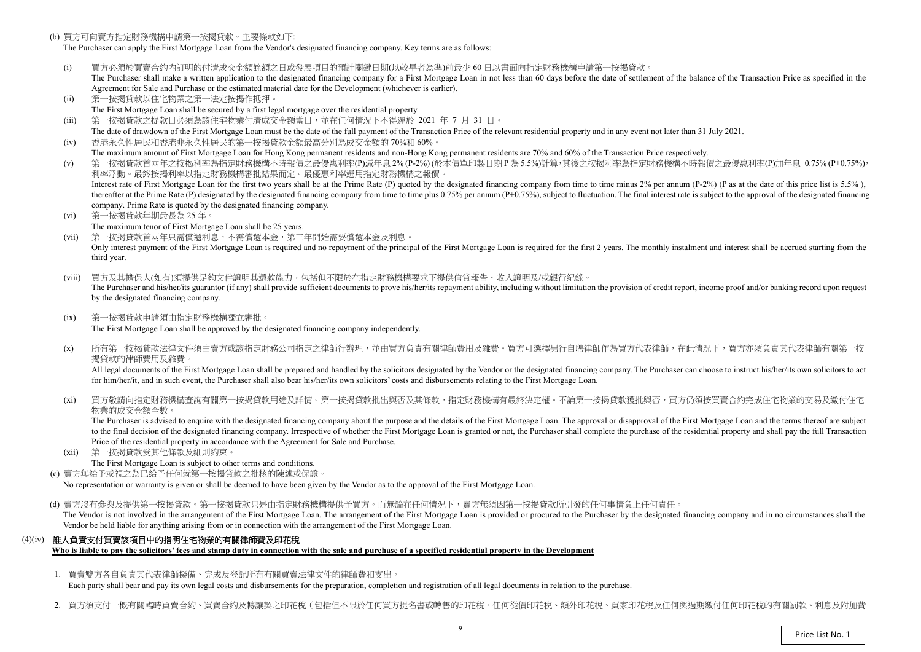(b) 買方可向賣方指定財務機構申請第一按揭貸款。主要條款如下:

The Purchaser can apply the First Mortgage Loan from the Vendor's designated financing company. Key terms are as follows:

(i) 買方必須於買賣合約內訂明的付清成交金額餘額之日或發展項目的預計關鍵日期(以較早者為準)前最少 60 日以書面向指定財務機構申請第一按揭貸款。
The Purchaser shall make a written application to the designated financing company for a First Mortgage Loan in not less than 60 days before the date of settlement of the balance of the Transaction Price as specified in the Agreement for Sale and Purchase or the estimated material date for the Development (whichever is earlier).

(ii) 第一按揭貸款以住宅物業之第一法定按揭作抵押。
The First Mortgage Loan shall be secured by a first legal mortgage over the residential property.

(iii) 第一按揭貸款之提款日必須為該住宅物業付清成交金額當日，並在任何情況下不得遲於 2021 年 7 月 31 日。
The date of drawdown of the First Mortgage Loan must be the date of the full payment of the Transaction Price of the relevant residential property and in any event not later than 31 July 2021.

(iv) 香港永久性居民和香港非永久性居民的第一按揭貸款金額最高分別為成交金額的 70%和 60%。
The maximum amount of First Mortgage Loan for Hong Kong permanent residents and non-Hong Kong permanent residents are 70% and 60% of the Transaction Price respectively.

(v) 第一按揭貸款首兩年之按揭利率為指定財務機構不時報價之最優惠利率(P)減年息 2% (P-2%) (於本價單印製日期 P 為 5.5%)計算，其後之按揭利率為指定財務機構不時報價之最優惠利率(P)加年息 0.75% (P+0.75%)，利率浮動。最終按揭利率以指定財務機構審批結果而定。最優惠利率選用指定財務機構之報價。
Interest rate of First Mortgage Loan for the first two years shall be at the Prime Rate (P) quoted by the designated financing company from time to time minus 2% per annum (P-2%) (P as at the date of this price list is 5.5% ), thereafter at the Prime Rate (P) designated by the designated financing company from time to time plus 0.75% per annum (P+0.75%), subject to fluctuation. The final interest rate is subject to the approval of the designated financing company. Prime Rate is quoted by the designated financing company.

(vi) 第一按揭貸款年期最長為 25 年。
The maximum tenor of First Mortgage Loan shall be 25 years.

(vii) 第一按揭貸款首兩年只需償還利息，不需償還本金，第三年開始需要償還本金及利息。
Only interest payment of the First Mortgage Loan is required and no repayment of the principal of the First Mortgage Loan is required for the first 2 years. The monthly instalment and interest shall be accrued starting from the third year.

(viii) 買方及其擔保人(如有)須提供足夠文件證明其還款能力，包括但不限於在指定財務機構要求下提供信貸報告、收入證明及/或銀行紀錄。
The Purchaser and his/her/its guarantor (if any) shall provide sufficient documents to prove his/her/its repayment ability, including without limitation the provision of credit report, income proof and/or banking record upon request by the designated financing company.

(ix) 第一按揭貸款申請須由指定財務機構獨立審批。
The First Mortgage Loan shall be approved by the designated financing company independently.

(x) 所有第一按揭貸款法律文件須由賣方或該指定財務公司指定之律師行辦理，並由買方負責有關律師費用及雜費。買方可選擇另行自聘律師作為買方代表律師，在此情況下，買方亦須負責其代表律師有關第一按揭貸款的律師費用及雜費。
All legal documents of the First Mortgage Loan shall be prepared and handled by the solicitors designated by the Vendor or the designated financing company. The Purchaser can choose to instruct his/her/its own solicitors to act for him/her/it, and in such event, the Purchaser shall also bear his/her/its own solicitors' costs and disbursements relating to the First Mortgage Loan.

(xi) 買方敬請向指定財務機構查詢有關第一按揭貸款用途及詳情。第一按揭貸款批出與否及其條款，指定財務機構有最終決定權。不論第一按揭貸款獲批與否，買方仍須按買賣合約完成住宅物業的交易及繳付住宅物業的成交金額全數。
The Purchaser is advised to enquire with the designated financing company about the purpose and the details of the First Mortgage Loan. The approval or disapproval of the First Mortgage Loan and the terms thereof are subject to the final decision of the designated financing company. Irrespective of whether the First Mortgage Loan is granted or not, the Purchaser shall complete the purchase of the residential property and shall pay the full Transaction Price of the residential property in accordance with the Agreement for Sale and Purchase.

(xii) 第一按揭貸款受其他條款及細則約束。
The First Mortgage Loan is subject to other terms and conditions.

(c) 賣方無給予或視之為已給予任何就第一按揭貸款之批核的陳述或保證。
No representation or warranty is given or shall be deemed to have been given by the Vendor as to the approval of the First Mortgage Loan.

(d) 賣方沒有參與及提供第一按揭貸款。第一按揭貸款只是由指定財務機構提供予買方。而無論在任何情況下，賣方無須因第一按揭貸款所引發的任何事情負上任何責任。
The Vendor is not involved in the arrangement of the First Mortgage Loan. The arrangement of the First Mortgage Loan is provided or procured to the Purchaser by the designated financing company and in no circumstances shall the Vendor be held liable for anything arising from or in connection with the arrangement of the First Mortgage Loan.

## (4)(iv) 誰人負責支付買賣該項目中的指明住宅物業的有關律師費及印花稅
## Who is liable to pay the solicitors' fees and stamp duty in connection with the sale and purchase of a specified residential property in the Development

1. 買賣雙方各自負責其代表律師擬備、完成及登記所有有關買賣法律文件的律師費和支出。
Each party shall bear and pay its own legal costs and disbursements for the preparation, completion and registration of all legal documents in relation to the purchase.

2. 買方須支付一概有關臨時買賣合約、買賣合約及轉讓契之印花稅（包括但不限於任何買方提名書或轉售的印花稅、任何從價印花稅、額外印花稅、買家印花稅及任何與過期繳付任何印花稅的有關罰款、利息及附加費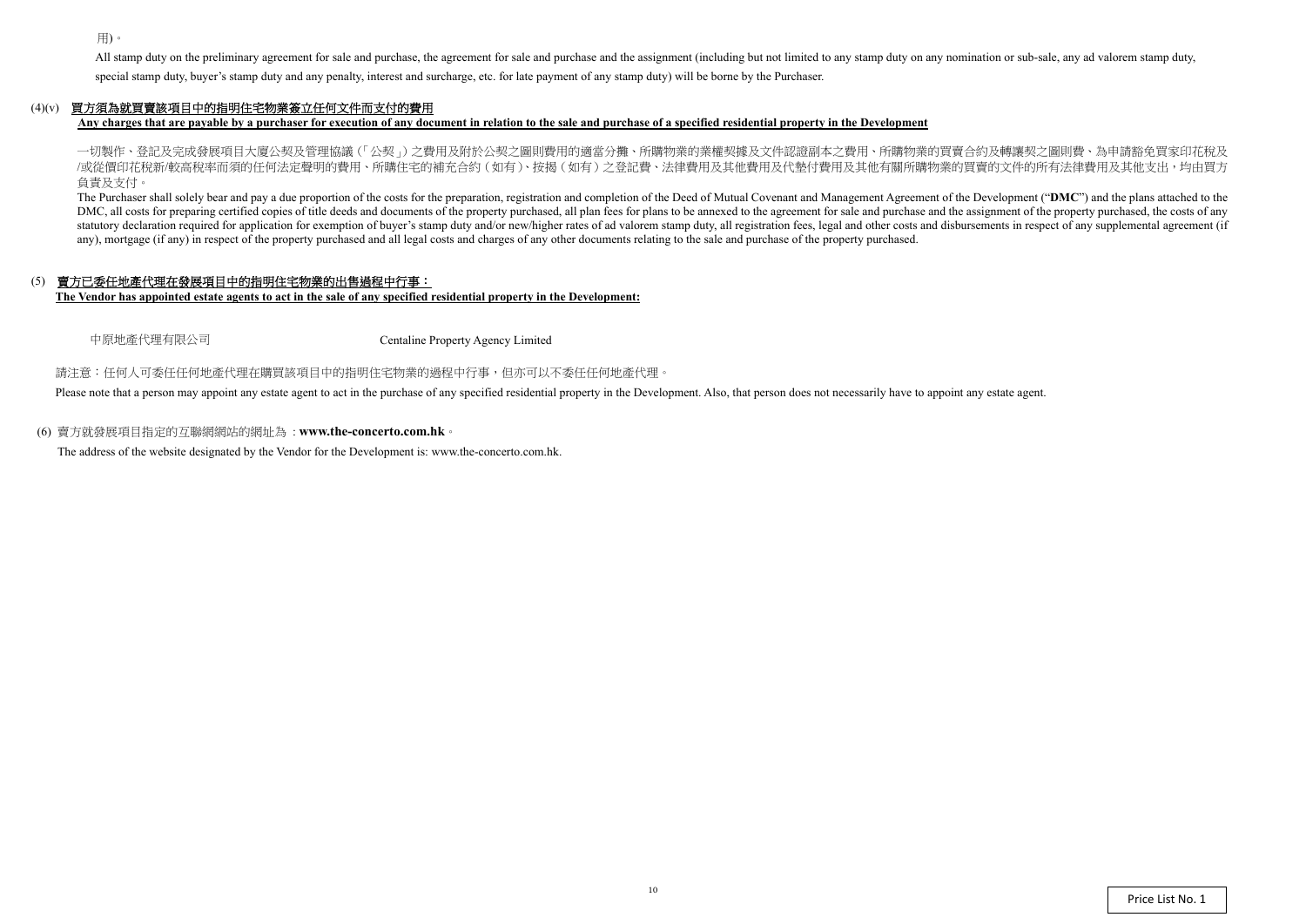用)。

All stamp duty on the preliminary agreement for sale and purchase, the agreement for sale and purchase and the assignment (including but not limited to any stamp duty on any nomination or sub-sale, any ad valorem stamp duty, special stamp duty, buyer's stamp duty and any penalty, interest and surcharge, etc. for late payment of any stamp duty) will be borne by the Purchaser.

(4)(v) 買方須為就買賣該項目中的指明住宅物業簽立任何文件而支付的費用

**Any charges that are payable by a purchaser for execution of any document in relation to the sale and purchase of a specified residential property in the Development**

一切製作、登記及完成發展項目大廈公契及管理協議(「公契」)之費用及附於公契之圖則費用的適當分攤、所購物業的業權契據及文件認證副本之費用、所購物業的買賣合約及轉讓契之圖則費、為申請豁免買家印花稅及/或從價印花稅新/較高稅率而須的任何法定聲明的費用、所購住宅的補充合約(如有)、按揭(如有)之登記費、法律費用及其他費用及代墊付費用及其他有關所購物業的買賣的文件的所有法律費用及其他支出,均由買方負責及支付。

The Purchaser shall solely bear and pay a due proportion of the costs for the preparation, registration and completion of the Deed of Mutual Covenant and Management Agreement of the Development ("**DMC**") and the plans attached to the DMC, all costs for preparing certified copies of title deeds and documents of the property purchased, all plan fees for plans to be annexed to the agreement for sale and purchase and the assignment of the property purchased, the costs of any statutory declaration required for application for exemption of buyer's stamp duty and/or new/higher rates of ad valorem stamp duty, all registration fees, legal and other costs and disbursements in respect of any supplemental agreement (if any), mortgage (if any) in respect of the property purchased and all legal costs and charges of any other documents relating to the sale and purchase of the property purchased.

(5) 賣方已委任地產代理在發展項目中的指明住宅物業的出售過程中行事:

**The Vendor has appointed estate agents to act in the sale of any specified residential property in the Development:**

中原地產代理有限公司 Centaline Property Agency Limited

請注意:任何人可委任任何地產代理在購買該項目中的指明住宅物業的過程中行事,但亦可以不委任任何地產代理。

Please note that a person may appoint any estate agent to act in the purchase of any specified residential property in the Development. Also, that person does not necessarily have to appoint any estate agent.

(6) 賣方就發展項目指定的互聯網網站的網址為:**www.the-concerto.com.hk**。

The address of the website designated by the Vendor for the Development is: www.the-concerto.com.hk.

Price List No. 1